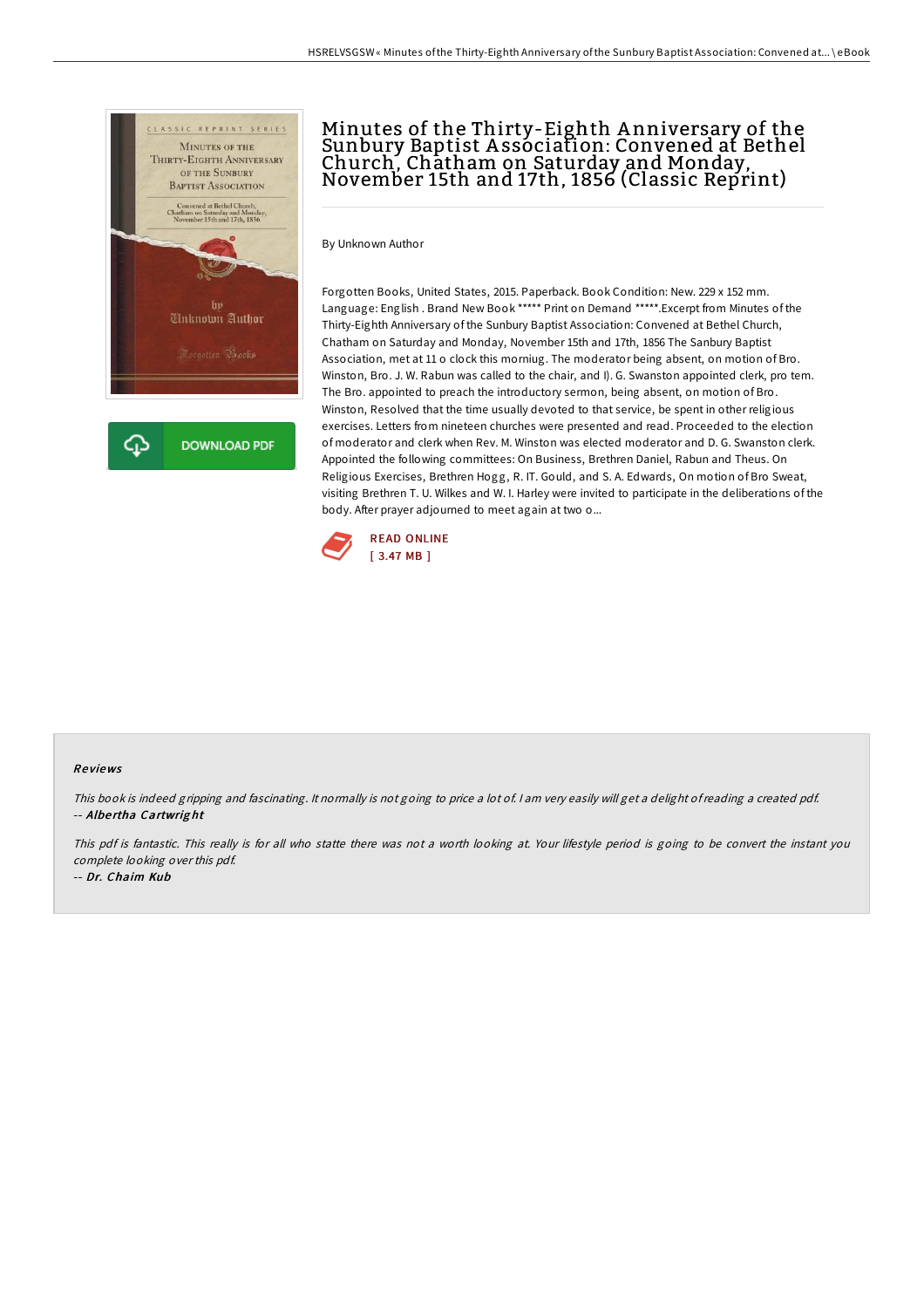# Minutes of the Thirty-Eighth Anniversary of the Sunbury Baptist Association: Convened at Bethel Church, Chatham on Saturday and Monday, November 15th and 17th, 1856 (Classic Reprint)

By Unknown Author

Forgotten Books, United States, 2015. Paperback. Book Condition: New. 229 x 152 mm. Language: English . Brand New Book ***** Print on Demand *****.Excerpt from Minutes of the Thirty-Eighth Anniversary of the Sunbury Baptist Association: Convened at Bethel Church, Chatham on Saturday and Monday, November 15th and 17th, 1856 The Sanbury Baptist Association, met at 11 o clock this morniug. The moderator being absent, on motion of Bro. Winston, Bro. J. W. Rabun was called to the chair, and I). G. Swanston appointed clerk, pro tem. The Bro. appointed to preach the introductory sermon, being absent, on motion of Bro. Winston, Resolved that the time usually devoted to that service, be spent in other religious exercises. Letters from nineteen churches were presented and read. Proceeded to the election of moderator and clerk when Rev. M. Winston was elected moderator and D. G. Swanston clerk. Appointed the following committees: On Business, Brethren Daniel, Rabun and Theus. On Religious Exercises, Brethren Hogg, R. IT. Gould, and S. A. Edwards, On motion of Bro Sweat, visiting Brethren T. U. Wilkes and W. I. Harley were invited to participate in the deliberations of the body. After prayer adjourned to meet again at two o...

DOWNLOAD PDF

READ ONLINE
[ 3.47 MB ]

## Reviews

*This book is indeed gripping and fascinating. It normally is not going to price a lot of. I am very easily will get a delight of reading a created pdf.*
-- ***Albertha Cartwright***

*This pdf is fantastic. This really is for all who statte there was not a worth looking at. Your lifestyle period is going to be convert the instant you complete looking over this pdf.*
-- ***Dr. Chaim Kub***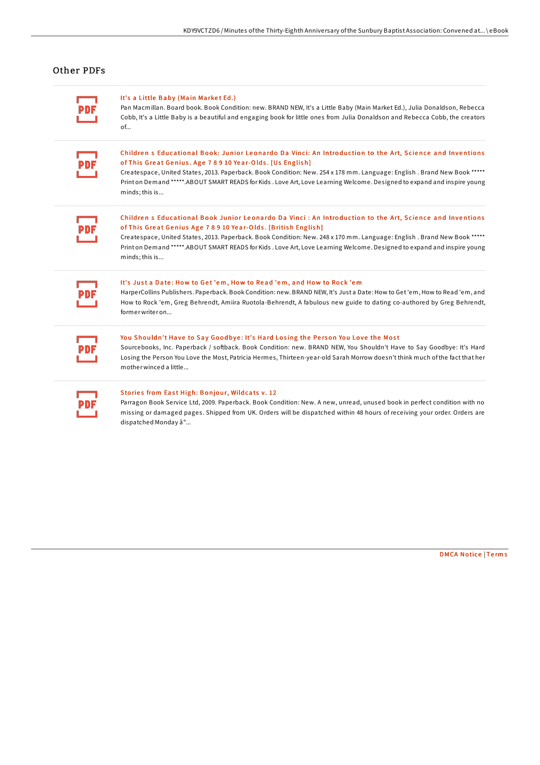## Other PDFs

### It's a Little Baby (Main Market Ed.)

Pan Macmillan. Board book. Book Condition: new. BRAND NEW, It's a Little Baby (Main Market Ed.), Julia Donaldson, Rebecca Cobb, It's a Little Baby is a beautiful and engaging book for little ones from Julia Donaldson and Rebecca Cobb, the creators of...

### Children s Educational Book: Junior Leonardo Da Vinci: An Introduction to the Art, Science and Inventions of This Great Genius. Age 7 8 9 10 Year-Olds. [Us English]

Createspace, United States, 2013. Paperback. Book Condition: New. 254 x 178 mm. Language: English . Brand New Book ***** Print on Demand *****.ABOUT SMART READS for Kids . Love Art, Love Learning Welcome. Designed to expand and inspire young minds; this is...

### Children s Educational Book Junior Leonardo Da Vinci : An Introduction to the Art, Science and Inventions of This Great Genius Age 7 8 9 10 Year-Olds. [British English]

Createspace, United States, 2013. Paperback. Book Condition: New. 248 x 170 mm. Language: English . Brand New Book ***** Print on Demand *****.ABOUT SMART READS for Kids . Love Art, Love Learning Welcome. Designed to expand and inspire young minds; this is...

### It's Just a Date: How to Get 'em, How to Read 'em, and How to Rock 'em

HarperCollins Publishers. Paperback. Book Condition: new. BRAND NEW, It's Just a Date: How to Get 'em, How to Read 'em, and How to Rock 'em, Greg Behrendt, Amiira Ruotola-Behrendt, A fabulous new guide to dating co-authored by Greg Behrendt, former writer on...

### You Shouldn't Have to Say Goodbye: It's Hard Losing the Person You Love the Most

Sourcebooks, Inc. Paperback / softback. Book Condition: new. BRAND NEW, You Shouldn't Have to Say Goodbye: It's Hard Losing the Person You Love the Most, Patricia Hermes, Thirteen-year-old Sarah Morrow doesn't think much of the fact that her mother winced a little...

### Stories from East High: Bonjour, Wildcats v. 12

Parragon Book Service Ltd, 2009. Paperback. Book Condition: New. A new, unread, unused book in perfect condition with no missing or damaged pages. Shipped from UK. Orders will be dispatched within 48 hours of receiving your order. Orders are dispatched Monday â"...